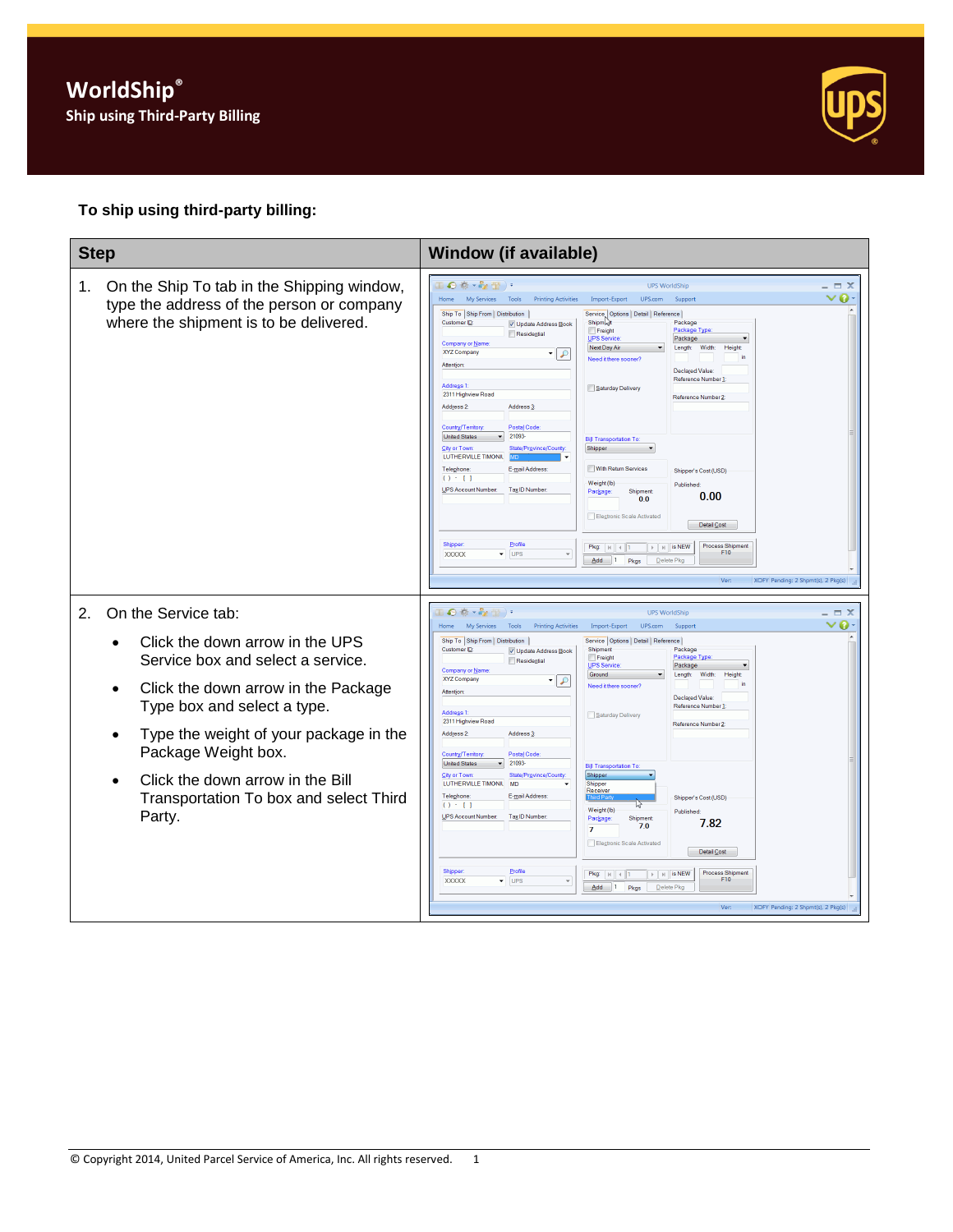# WorldShip®

## Ship using Third-Party Billing

**To ship using third-party billing:**

| Step | Window (if available) |
|---|---|
| 1. On the Ship To tab in the Shipping window, type the address of the person or company where the shipment is to be delivered. | |
| 2. On the Service tab:<br>• Click the down arrow in the UPS Service box and select a service.<br>• Click the down arrow in the Package Type box and select a type.<br>• Type the weight of your package in the Package Weight box.<br>• Click the down arrow in the Bill Transportation To box and select Third Party. | |

© Copyright 2014, United Parcel Service of America, Inc. All rights reserved.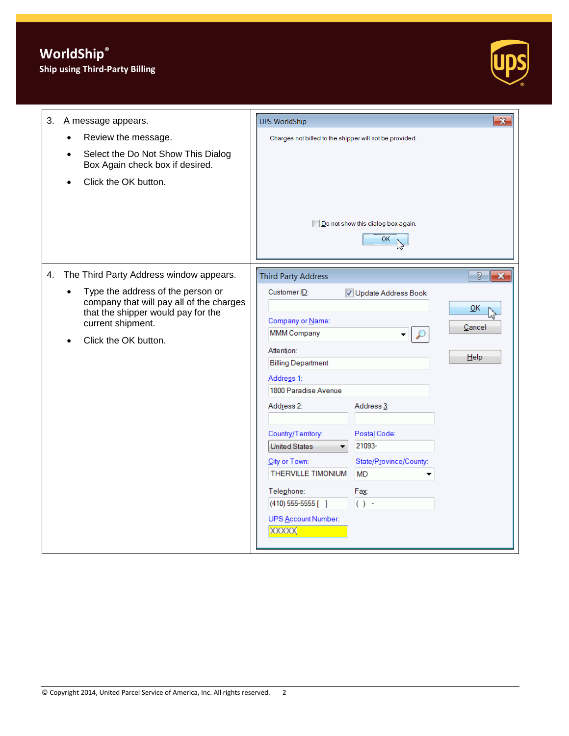# WorldShip®

## Ship using Third-Party Billing

3. A message appears.
   - Review the message.
   - Select the Do Not Show This Dialog Box Again check box if desired.
   - Click the OK button.

UPS WorldShip

Charges not billed to the shipper will not be provided.

Do not show this dialog box again.

OK

4. The Third Party Address window appears.
   - Type the address of the person or company that will pay all of the charges that the shipper would pay for the current shipment.
   - Click the OK button.

Third Party Address

Customer ID: | Update Address Book

Company or Name: MMM Company

Attention: Billing Department

Address 1: 1800 Paradise Avenue

Address 2: | Address 3:

Country/Territory: United States | Postal Code: 21093-

City or Town: THERVILLE TIMONIUM | State/Province/County: MD

Telephone: (410) 555-5555 [ ] | Fax: ( ) -

UPS Account Number: XXXXX

OK | Cancel | Help

© Copyright 2014, United Parcel Service of America, Inc. All rights reserved.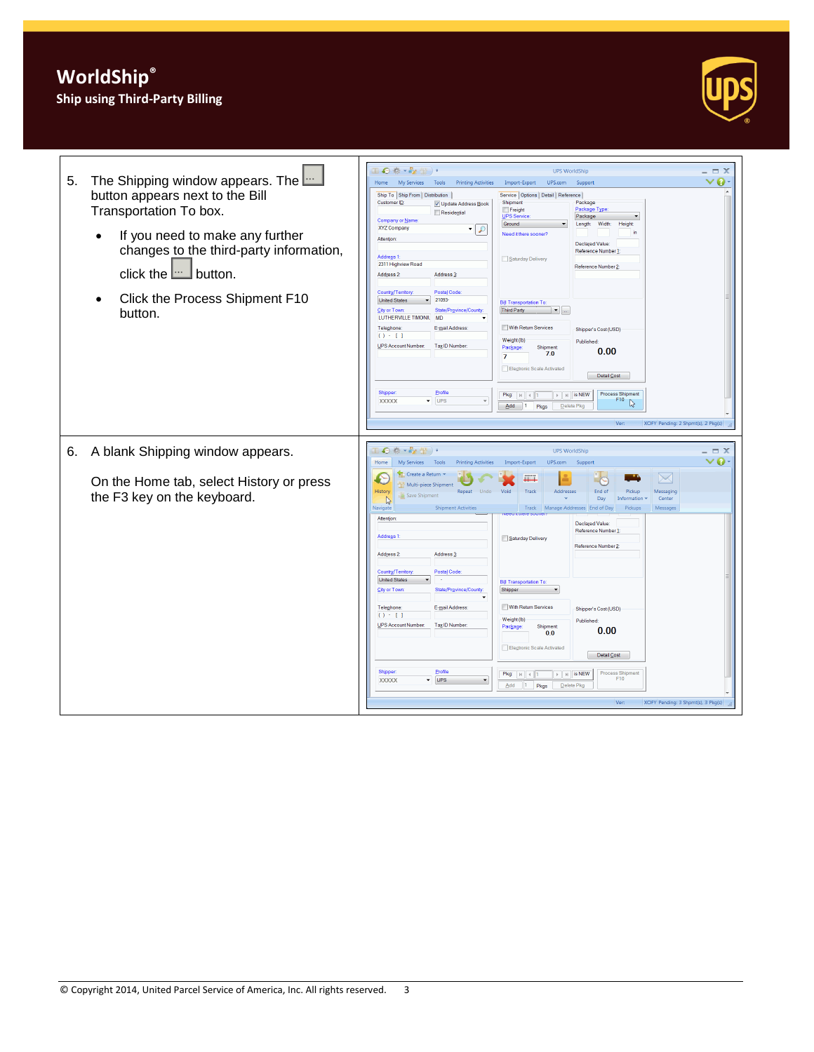# WorldShip®

## Ship using Third-Party Billing

5. The Shipping window appears. The [...] button appears next to the Bill Transportation To box.

   - If you need to make any further changes to the third-party information, click the [...] button.
   - Click the Process Shipment F10 button.

6. A blank Shipping window appears.

   On the Home tab, select History or press the F3 key on the keyboard.

© Copyright 2014, United Parcel Service of America, Inc. All rights reserved.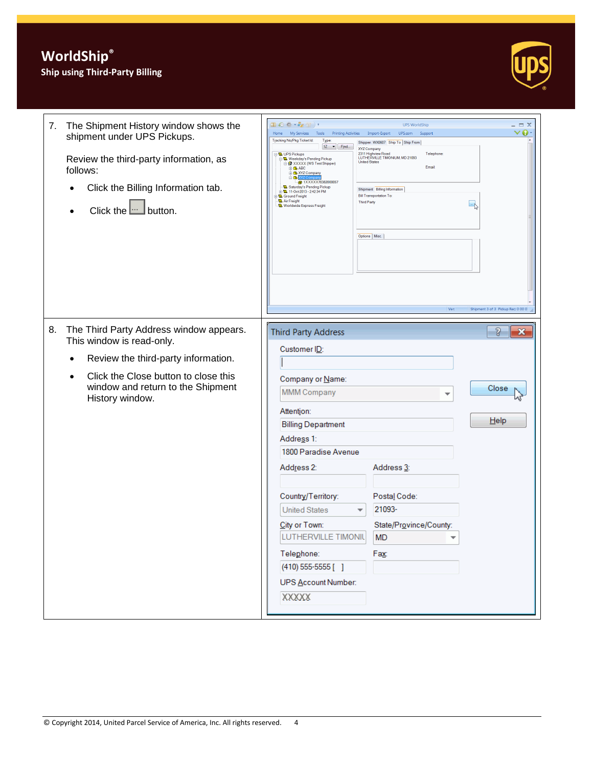7. The Shipment History window shows the shipment under UPS Pickups.

   Review the third-party information, as follows:

   - Click the Billing Information tab.
   - Click the ... button.

8. The Third Party Address window appears. This window is read-only.

   - Review the third-party information.
   - Click the Close button to close this window and return to the Shipment History window.